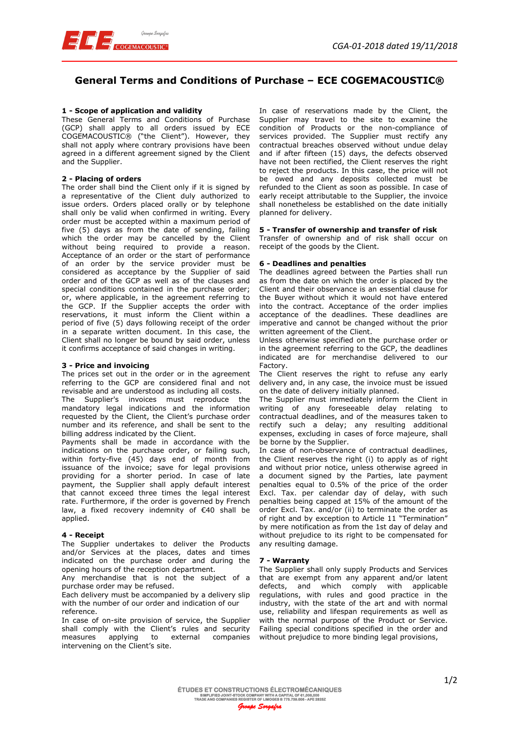# General Terms and Conditions of Purchase – ECE COGEMACOUSTIC®

### 1 - Scope of application and validity

These General Terms and Conditions of Purchase (GCP) shall apply to all orders issued by ECE COGEMACOUSTIC® ("the Client"). However, they shall not apply where contrary provisions have been agreed in a different agreement signed by the Client and the Supplier.

### 2 - Placing of orders

The order shall bind the Client only if it is signed by a representative of the Client duly authorized to issue orders. Orders placed orally or by telephone shall only be valid when confirmed in writing. Every order must be accepted within a maximum period of five (5) days as from the date of sending, failing which the order may be cancelled by the Client without being required to provide a reason. Acceptance of an order or the start of performance of an order by the service provider must be considered as acceptance by the Supplier of said order and of the GCP as well as of the clauses and special conditions contained in the purchase order; or, where applicable, in the agreement referring to the GCP. If the Supplier accepts the order with reservations, it must inform the Client within a period of five (5) days following receipt of the order in a separate written document. In this case, the Client shall no longer be bound by said order, unless it confirms acceptance of said changes in writing.

### 3 - Price and invoicing

The prices set out in the order or in the agreement referring to the GCP are considered final and not revisable and are understood as including all costs.

The Supplier's invoices must reproduce the mandatory legal indications and the information requested by the Client, the Client's purchase order number and its reference, and shall be sent to the billing address indicated by the Client.

Payments shall be made in accordance with the indications on the purchase order, or failing such, within forty-five (45) days end of month from issuance of the invoice; save for legal provisions providing for a shorter period. In case of late payment, the Supplier shall apply default interest that cannot exceed three times the legal interest rate. Furthermore, if the order is governed by French law, a fixed recovery indemnity of €40 shall be applied.

### 4 - Receipt

The Supplier undertakes to deliver the Products and/or Services at the places, dates and times indicated on the purchase order and during the opening hours of the reception department.

Any merchandise that is not the subject of a purchase order may be refused.

Each delivery must be accompanied by a delivery slip with the number of our order and indication of our reference.

In case of on-site provision of service, the Supplier shall comply with the Client's rules and security measures applying to external companies intervening on the Client's site.

In case of reservations made by the Client, the Supplier may travel to the site to examine the condition of Products or the non-compliance of services provided. The Supplier must rectify any contractual breaches observed without undue delay and if after fifteen (15) days, the defects observed have not been rectified, the Client reserves the right to reject the products. In this case, the price will not be owed and any deposits collected must be refunded to the Client as soon as possible. In case of early receipt attributable to the Supplier, the invoice shall nonetheless be established on the date initially planned for delivery.

### 5 - Transfer of ownership and transfer of risk

Transfer of ownership and of risk shall occur on receipt of the goods by the Client.

### 6 - Deadlines and penalties

The deadlines agreed between the Parties shall run as from the date on which the order is placed by the Client and their observance is an essential clause for the Buyer without which it would not have entered into the contract. Acceptance of the order implies acceptance of the deadlines. These deadlines are imperative and cannot be changed without the prior written agreement of the Client.

Unless otherwise specified on the purchase order or in the agreement referring to the GCP, the deadlines indicated are for merchandise delivered to our Factory.

The Client reserves the right to refuse any early delivery and, in any case, the invoice must be issued on the date of delivery initially planned.

The Supplier must immediately inform the Client in writing of any foreseeable delay relating to contractual deadlines, and of the measures taken to rectify such a delay; any resulting additional expenses, excluding in cases of force majeure, shall be borne by the Supplier.

In case of non-observance of contractual deadlines, the Client reserves the right (i) to apply as of right and without prior notice, unless otherwise agreed in a document signed by the Parties, late payment penalties equal to 0.5% of the price of the order Excl. Tax. per calendar day of delay, with such penalties being capped at 15% of the amount of the order Excl. Tax. and/or (ii) to terminate the order as of right and by exception to Article 11 "Termination" by mere notification as from the 1st day of delay and without prejudice to its right to be compensated for any resulting damage.

### 7 - Warranty

The Supplier shall only supply Products and Services that are exempt from any apparent and/or latent defects, and which comply with applicable regulations, with rules and good practice in the industry, with the state of the art and with normal use, reliability and lifespan requirements as well as with the normal purpose of the Product or Service. Failing special conditions specified in the order and without prejudice to more binding legal provisions,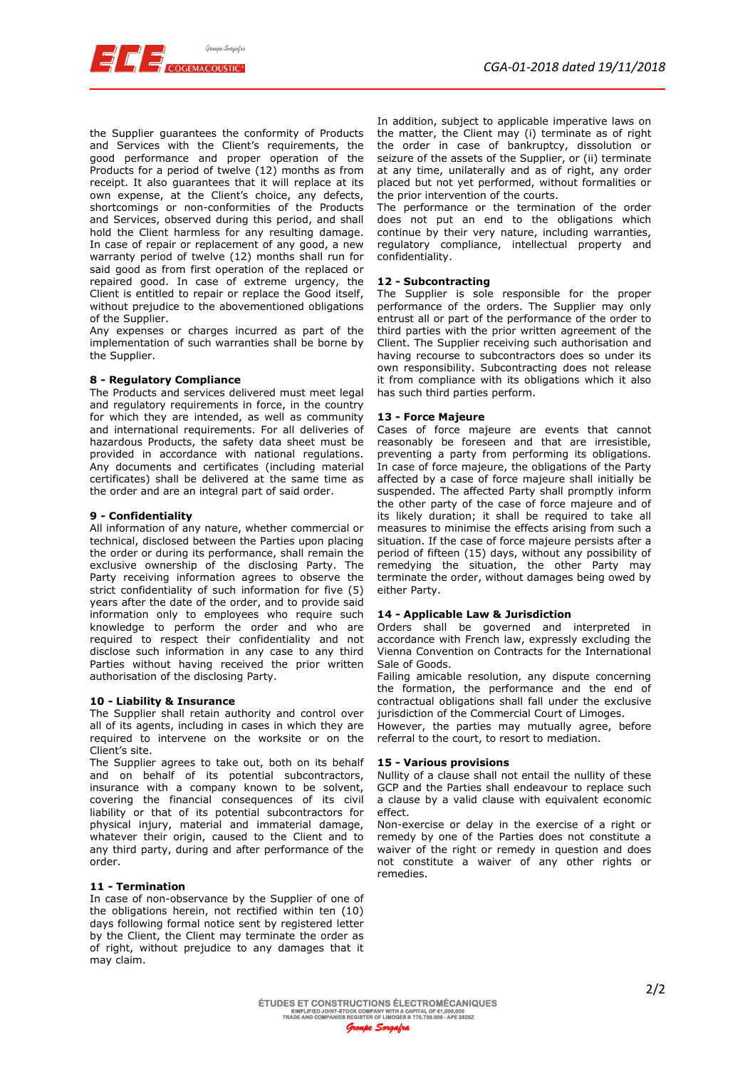the Supplier guarantees the conformity of Products and Services with the Client's requirements, the good performance and proper operation of the Products for a period of twelve (12) months as from receipt. It also guarantees that it will replace at its own expense, at the Client's choice, any defects, shortcomings or non-conformities of the Products and Services, observed during this period, and shall hold the Client harmless for any resulting damage. In case of repair or replacement of any good, a new warranty period of twelve (12) months shall run for said good as from first operation of the replaced or repaired good. In case of extreme urgency, the Client is entitled to repair or replace the Good itself, without prejudice to the abovementioned obligations of the Supplier.

Any expenses or charges incurred as part of the implementation of such warranties shall be borne by the Supplier.

**8 - Regulatory Compliance**

The Products and services delivered must meet legal and regulatory requirements in force, in the country for which they are intended, as well as community and international requirements. For all deliveries of hazardous Products, the safety data sheet must be provided in accordance with national regulations. Any documents and certificates (including material certificates) shall be delivered at the same time as the order and are an integral part of said order.

**9 - Confidentiality**

All information of any nature, whether commercial or technical, disclosed between the Parties upon placing the order or during its performance, shall remain the exclusive ownership of the disclosing Party. The Party receiving information agrees to observe the strict confidentiality of such information for five (5) years after the date of the order, and to provide said information only to employees who require such knowledge to perform the order and who are required to respect their confidentiality and not disclose such information in any case to any third Parties without having received the prior written authorisation of the disclosing Party.

**10 - Liability & Insurance**

The Supplier shall retain authority and control over all of its agents, including in cases in which they are required to intervene on the worksite or on the Client's site.

The Supplier agrees to take out, both on its behalf and on behalf of its potential subcontractors, insurance with a company known to be solvent, covering the financial consequences of its civil liability or that of its potential subcontractors for physical injury, material and immaterial damage, whatever their origin, caused to the Client and to any third party, during and after performance of the order.

**11 - Termination**

In case of non-observance by the Supplier of one of the obligations herein, not rectified within ten (10) days following formal notice sent by registered letter by the Client, the Client may terminate the order as of right, without prejudice to any damages that it may claim.

In addition, subject to applicable imperative laws on the matter, the Client may (i) terminate as of right the order in case of bankruptcy, dissolution or seizure of the assets of the Supplier, or (ii) terminate at any time, unilaterally and as of right, any order placed but not yet performed, without formalities or the prior intervention of the courts.

The performance or the termination of the order does not put an end to the obligations which continue by their very nature, including warranties, regulatory compliance, intellectual property and confidentiality.

**12 - Subcontracting**

The Supplier is sole responsible for the proper performance of the orders. The Supplier may only entrust all or part of the performance of the order to third parties with the prior written agreement of the Client. The Supplier receiving such authorisation and having recourse to subcontractors does so under its own responsibility. Subcontracting does not release it from compliance with its obligations which it also has such third parties perform.

**13 - Force Majeure**

Cases of force majeure are events that cannot reasonably be foreseen and that are irresistible, preventing a party from performing its obligations. In case of force majeure, the obligations of the Party affected by a case of force majeure shall initially be suspended. The affected Party shall promptly inform the other party of the case of force majeure and of its likely duration; it shall be required to take all measures to minimise the effects arising from such a situation. If the case of force majeure persists after a period of fifteen (15) days, without any possibility of remedying the situation, the other Party may terminate the order, without damages being owed by either Party.

**14 - Applicable Law & Jurisdiction**

Orders shall be governed and interpreted in accordance with French law, expressly excluding the Vienna Convention on Contracts for the International Sale of Goods.

Failing amicable resolution, any dispute concerning the formation, the performance and the end of contractual obligations shall fall under the exclusive jurisdiction of the Commercial Court of Limoges.

However, the parties may mutually agree, before referral to the court, to resort to mediation.

**15 - Various provisions**

Nullity of a clause shall not entail the nullity of these GCP and the Parties shall endeavour to replace such a clause by a valid clause with equivalent economic effect.

Non-exercise or delay in the exercise of a right or remedy by one of the Parties does not constitute a waiver of the right or remedy in question and does not constitute a waiver of any other rights or remedies.